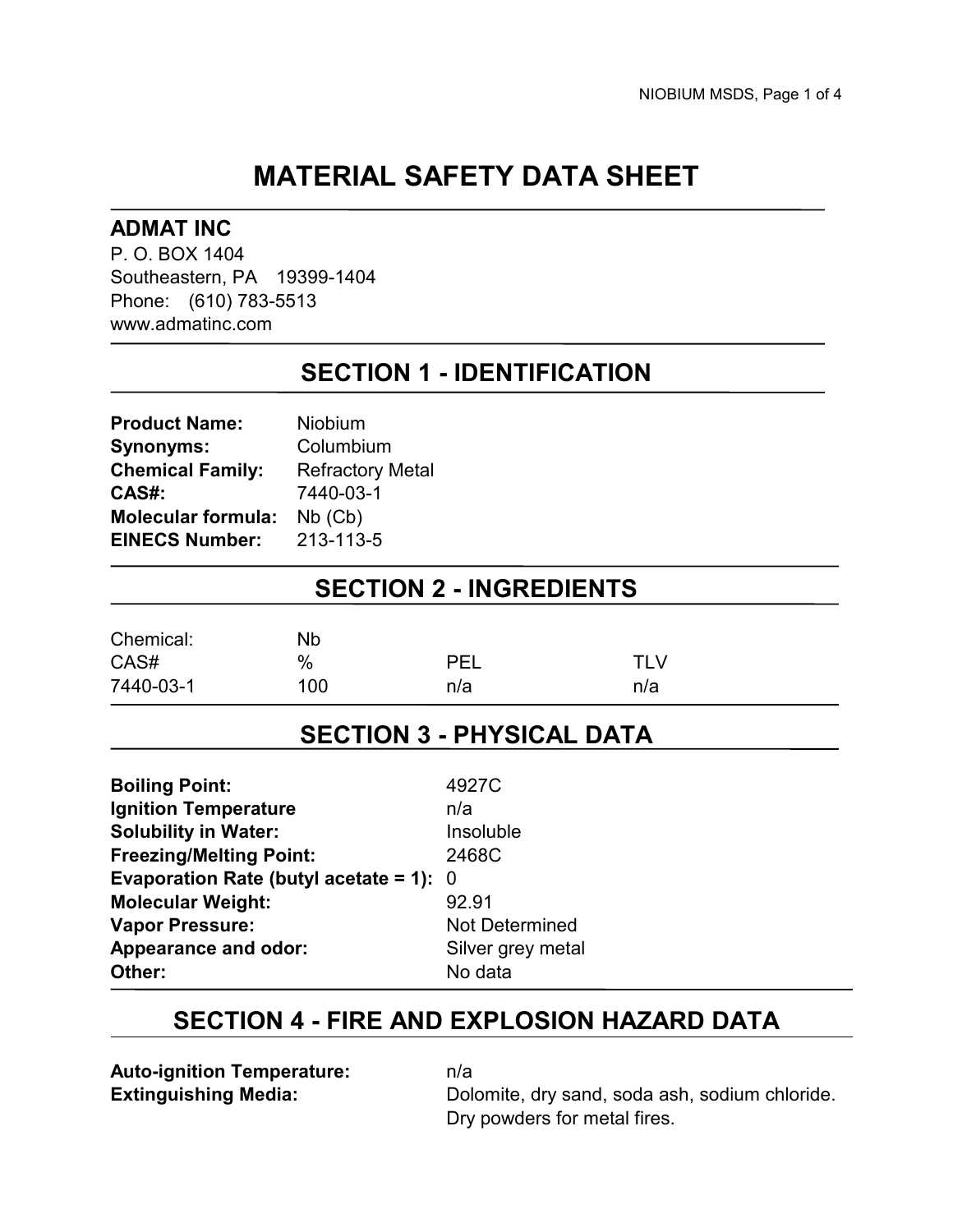# MATERIAL SAFETY DATA SHEET

**ADMAT INC**
P. O. BOX 1404
Southeastern, PA 19399-1404
Phone: (610) 783-5513
www.admatinc.com

## SECTION 1 - IDENTIFICATION

| | |
|---|---|
| **Product Name:** | Niobium |
| **Synonyms:** | Columbium |
| **Chemical Family:** | Refractory Metal |
| **CAS#:** | 7440-03-1 |
| **Molecular formula:** | Nb (Cb) |
| **EINECS Number:** | 213-113-5 |

## SECTION 2 - INGREDIENTS

| Chemical: | Nb | | |
|---|---|---|---|
| CAS# | % | PEL | TLV |
| 7440-03-1 | 100 | n/a | n/a |

## SECTION 3 - PHYSICAL DATA

| | |
|---|---|
| **Boiling Point:** | 4927C |
| **Ignition Temperature** | n/a |
| **Solubility in Water:** | Insoluble |
| **Freezing/Melting Point:** | 2468C |
| **Evaporation Rate (butyl acetate = 1):** | 0 |
| **Molecular Weight:** | 92.91 |
| **Vapor Pressure:** | Not Determined |
| **Appearance and odor:** | Silver grey metal |
| **Other:** | No data |

## SECTION 4 - FIRE AND EXPLOSION HAZARD DATA

| | |
|---|---|
| **Auto-ignition Temperature:** | n/a |
| **Extinguishing Media:** | Dolomite, dry sand, soda ash, sodium chloride. Dry powders for metal fires. |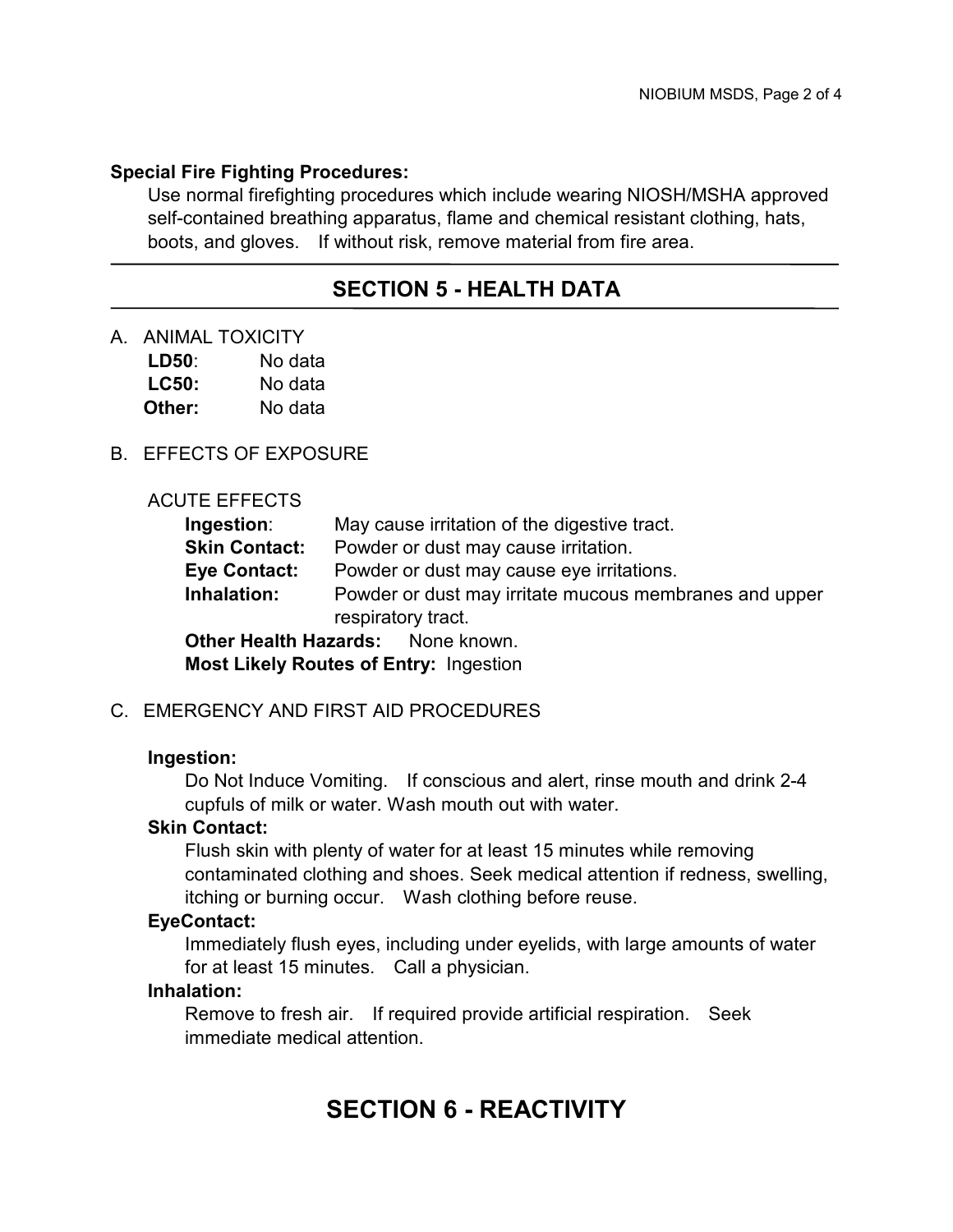**Special Fire Fighting Procedures:**

Use normal firefighting procedures which include wearing NIOSH/MSHA approved self-contained breathing apparatus, flame and chemical resistant clothing, hats, boots, and gloves. If without risk, remove material from fire area.

## SECTION 5 - HEALTH DATA

A. ANIMAL TOXICITY

**LD50**: No data
**LC50:** No data
**Other:** No data

B. EFFECTS OF EXPOSURE

ACUTE EFFECTS

**Ingestion**: May cause irritation of the digestive tract.
**Skin Contact:** Powder or dust may cause irritation.
**Eye Contact:** Powder or dust may cause eye irritations.
**Inhalation:** Powder or dust may irritate mucous membranes and upper respiratory tract.

**Other Health Hazards:** None known.
**Most Likely Routes of Entry:** Ingestion

C. EMERGENCY AND FIRST AID PROCEDURES

**Ingestion:**

Do Not Induce Vomiting. If conscious and alert, rinse mouth and drink 2-4 cupfuls of milk or water. Wash mouth out with water.

**Skin Contact:**

Flush skin with plenty of water for at least 15 minutes while removing contaminated clothing and shoes. Seek medical attention if redness, swelling, itching or burning occur. Wash clothing before reuse.

**EyeContact:**

Immediately flush eyes, including under eyelids, with large amounts of water for at least 15 minutes. Call a physician.

**Inhalation:**

Remove to fresh air. If required provide artificial respiration. Seek immediate medical attention.

## SECTION 6 - REACTIVITY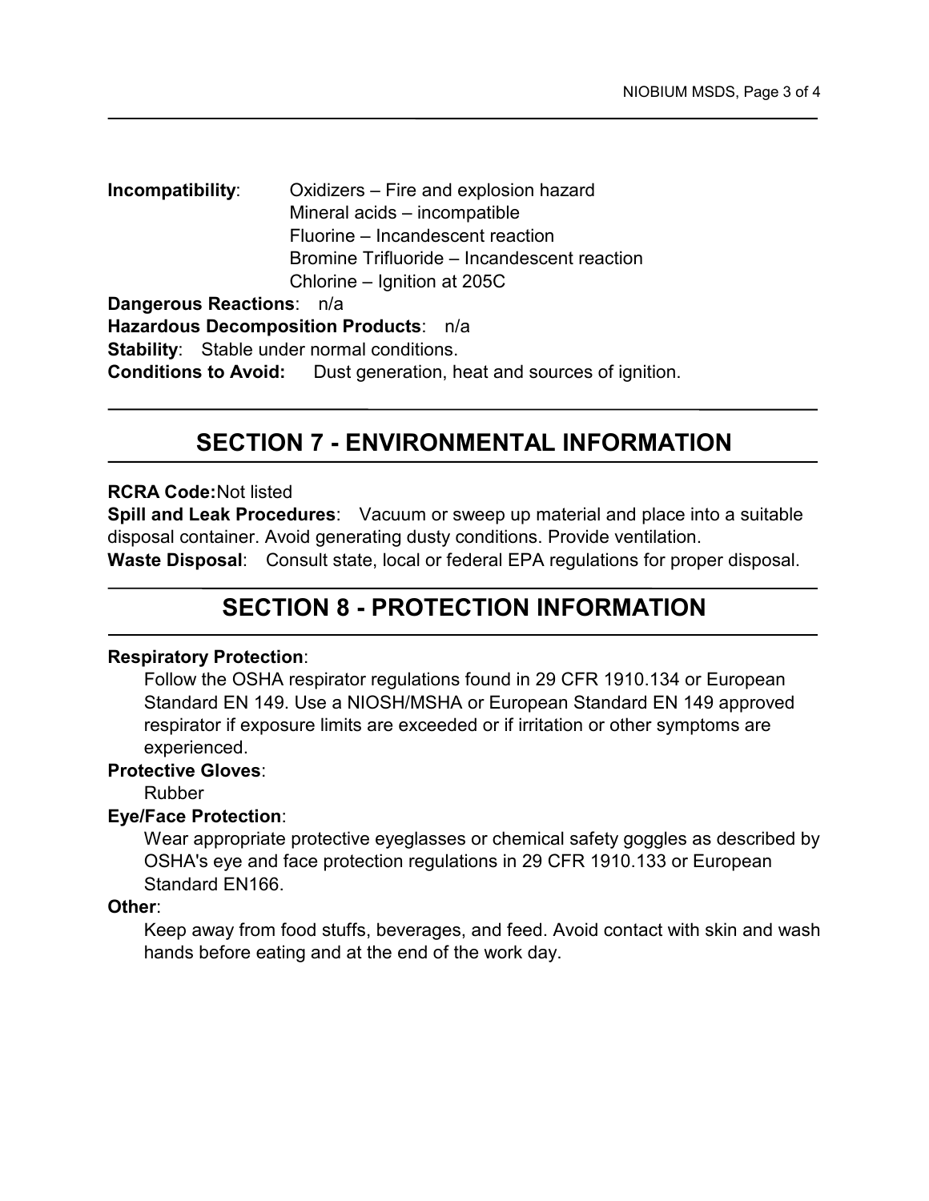**Incompatibility**: Oxidizers – Fire and explosion hazard
Mineral acids – incompatible
Fluorine – Incandescent reaction
Bromine Trifluoride – Incandescent reaction
Chlorine – Ignition at 205C

**Dangerous Reactions**: n/a

**Hazardous Decomposition Products**: n/a

**Stability**: Stable under normal conditions.

**Conditions to Avoid:** Dust generation, heat and sources of ignition.

## SECTION 7 - ENVIRONMENTAL INFORMATION

**RCRA Code:** Not listed

**Spill and Leak Procedures**: Vacuum or sweep up material and place into a suitable disposal container. Avoid generating dusty conditions. Provide ventilation.

**Waste Disposal**: Consult state, local or federal EPA regulations for proper disposal.

## SECTION 8 - PROTECTION INFORMATION

**Respiratory Protection**:

Follow the OSHA respirator regulations found in 29 CFR 1910.134 or European Standard EN 149. Use a NIOSH/MSHA or European Standard EN 149 approved respirator if exposure limits are exceeded or if irritation or other symptoms are experienced.

**Protective Gloves**:

Rubber

**Eye/Face Protection**:

Wear appropriate protective eyeglasses or chemical safety goggles as described by OSHA's eye and face protection regulations in 29 CFR 1910.133 or European Standard EN166.

**Other**:

Keep away from food stuffs, beverages, and feed. Avoid contact with skin and wash hands before eating and at the end of the work day.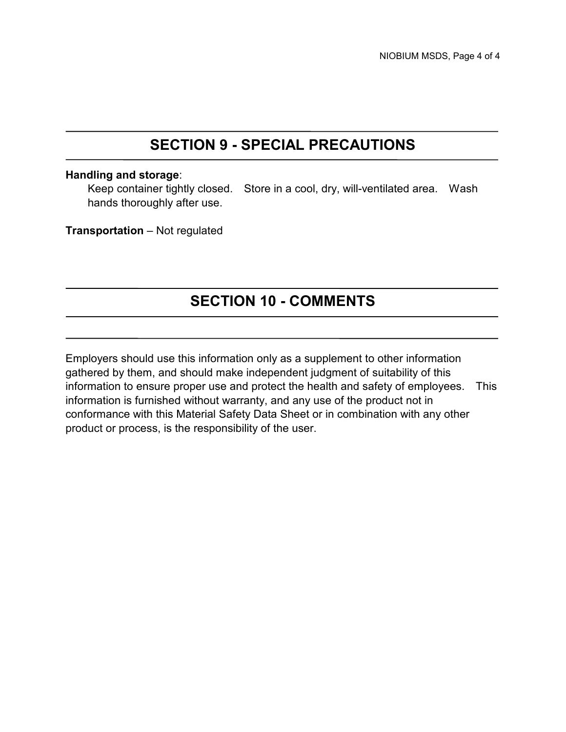## SECTION 9 - SPECIAL PRECAUTIONS

**Handling and storage**:

Keep container tightly closed. Store in a cool, dry, will-ventilated area. Wash hands thoroughly after use.

**Transportation** – Not regulated

## SECTION 10 - COMMENTS

Employers should use this information only as a supplement to other information gathered by them, and should make independent judgment of suitability of this information to ensure proper use and protect the health and safety of employees. This information is furnished without warranty, and any use of the product not in conformance with this Material Safety Data Sheet or in combination with any other product or process, is the responsibility of the user.